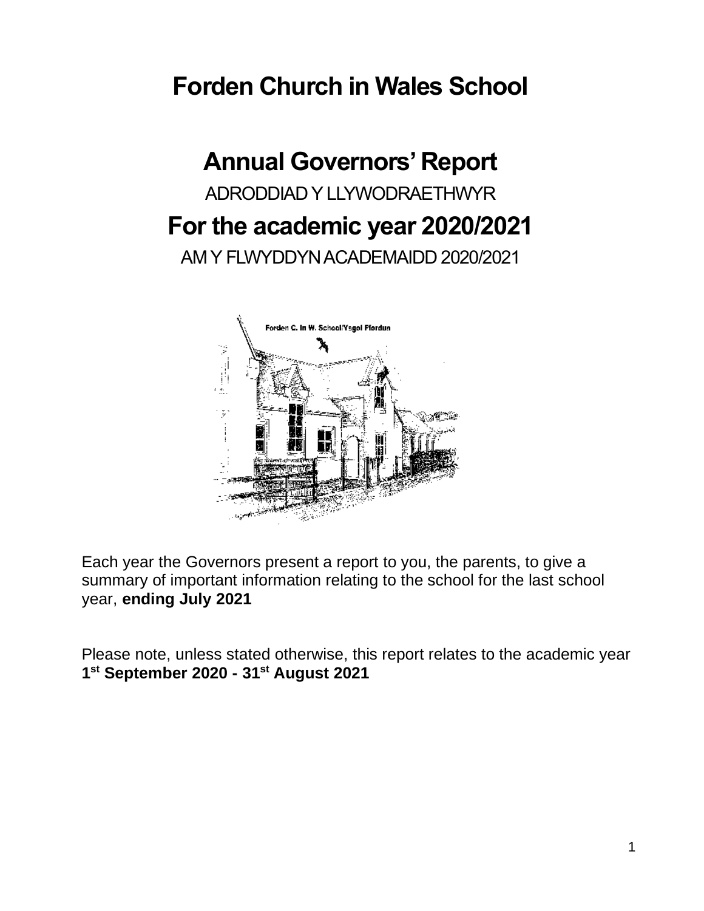# Forden Church in Wales School

## Annual Governors' Report

ADRODDIAD Y LLYWODRAETHWYR

## For the academic year 2020/2021

AM Y FLWYDDYN ACADEMAIDD 2020/2021

Each year the Governors present a report to you, the parents, to give a summary of important information relating to the school for the last school year, **ending July 2021**

Please note, unless stated otherwise, this report relates to the academic year **1st September 2020 - 31st August 2021**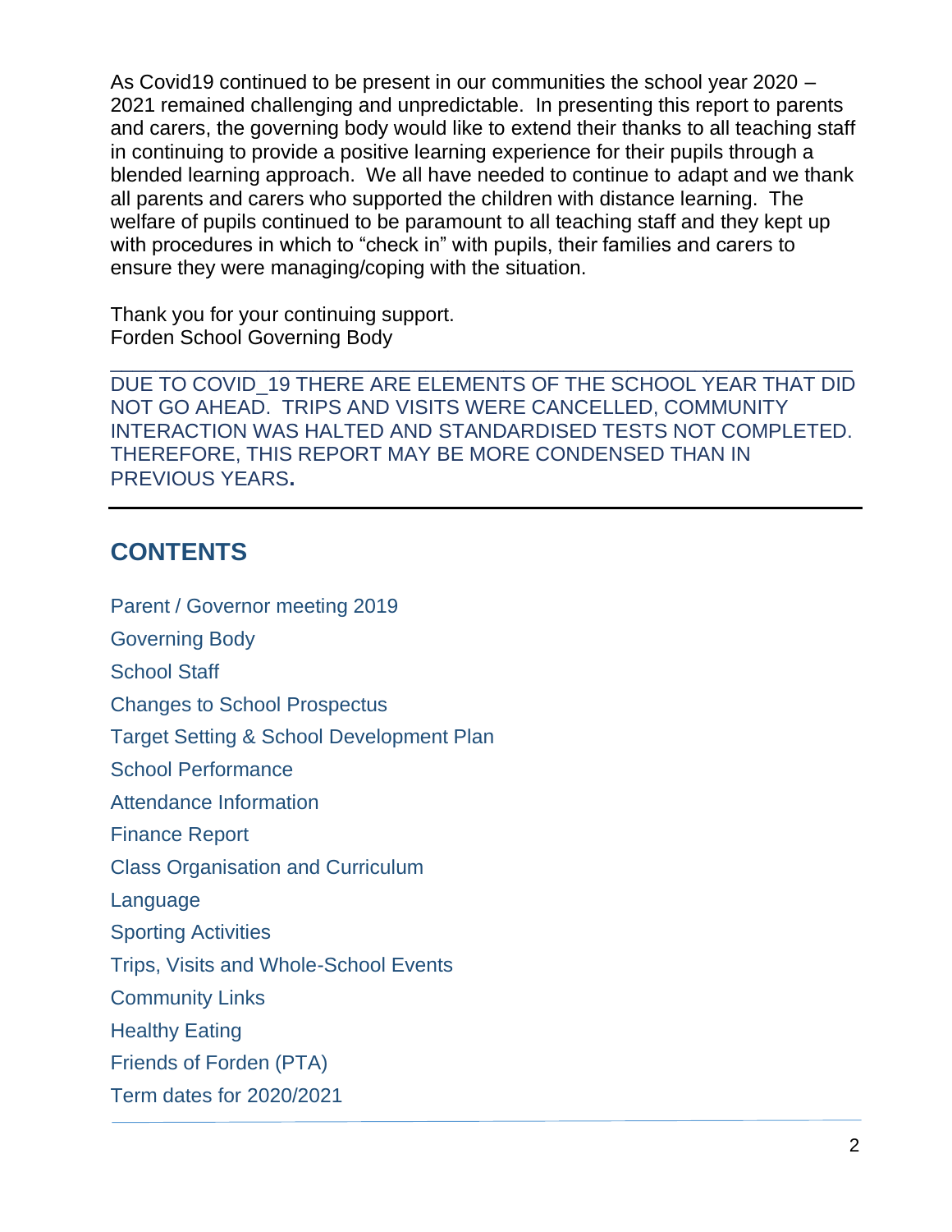As Covid19 continued to be present in our communities the school year 2020 – 2021 remained challenging and unpredictable. In presenting this report to parents and carers, the governing body would like to extend their thanks to all teaching staff in continuing to provide a positive learning experience for their pupils through a blended learning approach. We all have needed to continue to adapt and we thank all parents and carers who supported the children with distance learning. The welfare of pupils continued to be paramount to all teaching staff and they kept up with procedures in which to "check in" with pupils, their families and carers to ensure they were managing/coping with the situation.

Thank you for your continuing support.
Forden School Governing Body

---

DUE TO COVID_19 THERE ARE ELEMENTS OF THE SCHOOL YEAR THAT DID NOT GO AHEAD. TRIPS AND VISITS WERE CANCELLED, COMMUNITY INTERACTION WAS HALTED AND STANDARDISED TESTS NOT COMPLETED. THEREFORE, THIS REPORT MAY BE MORE CONDENSED THAN IN PREVIOUS YEARS**.**

---

## CONTENTS

Parent / Governor meeting 2019

Governing Body

School Staff

Changes to School Prospectus

Target Setting & School Development Plan

School Performance

Attendance Information

Finance Report

Class Organisation and Curriculum

Language

Sporting Activities

Trips, Visits and Whole-School Events

Community Links

Healthy Eating

Friends of Forden (PTA)

Term dates for 2020/2021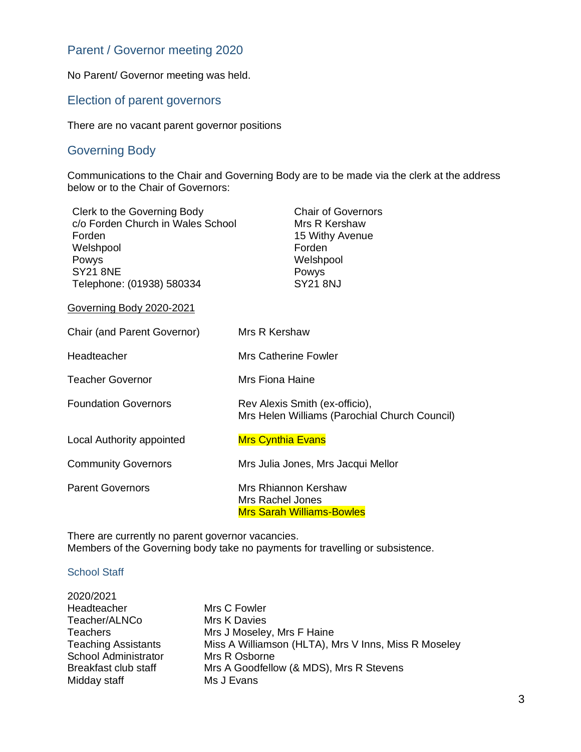## Parent / Governor meeting 2020

No Parent/ Governor meeting was held.

## Election of parent governors

There are no vacant parent governor positions

## Governing Body

Communications to the Chair and Governing Body are to be made via the clerk at the address below or to the Chair of Governors:

| Clerk to the Governing Body | Chair of Governors |
|---|---|
| c/o Forden Church in Wales School | Mrs R Kershaw |
| Forden | 15 Withy Avenue |
| Welshpool | Forden |
| Powys | Welshpool |
| SY21 8NE | Powys |
| Telephone: (01938) 580334 | SY21 8NJ |

Governing Body 2020-2021

| | |
|---|---|
| Chair (and Parent Governor) | Mrs R Kershaw |
| Headteacher | Mrs Catherine Fowler |
| Teacher Governor | Mrs Fiona Haine |
| Foundation Governors | Rev Alexis Smith (ex-officio),<br>Mrs Helen Williams (Parochial Church Council) |
| Local Authority appointed | Mrs Cynthia Evans |
| Community Governors | Mrs Julia Jones, Mrs Jacqui Mellor |
| Parent Governors | Mrs Rhiannon Kershaw<br>Mrs Rachel Jones<br>Mrs Sarah Williams-Bowles |

There are currently no parent governor vacancies.
Members of the Governing body take no payments for travelling or subsistence.

### School Staff

2020/2021

| | |
|---|---|
| Headteacher | Mrs C Fowler |
| Teacher/ALNCo | Mrs K Davies |
| Teachers | Mrs J Moseley, Mrs F Haine |
| Teaching Assistants | Miss A Williamson (HLTA), Mrs V Inns, Miss R Moseley |
| School Administrator | Mrs R Osborne |
| Breakfast club staff | Mrs A Goodfellow (& MDS), Mrs R Stevens |
| Midday staff | Ms J Evans |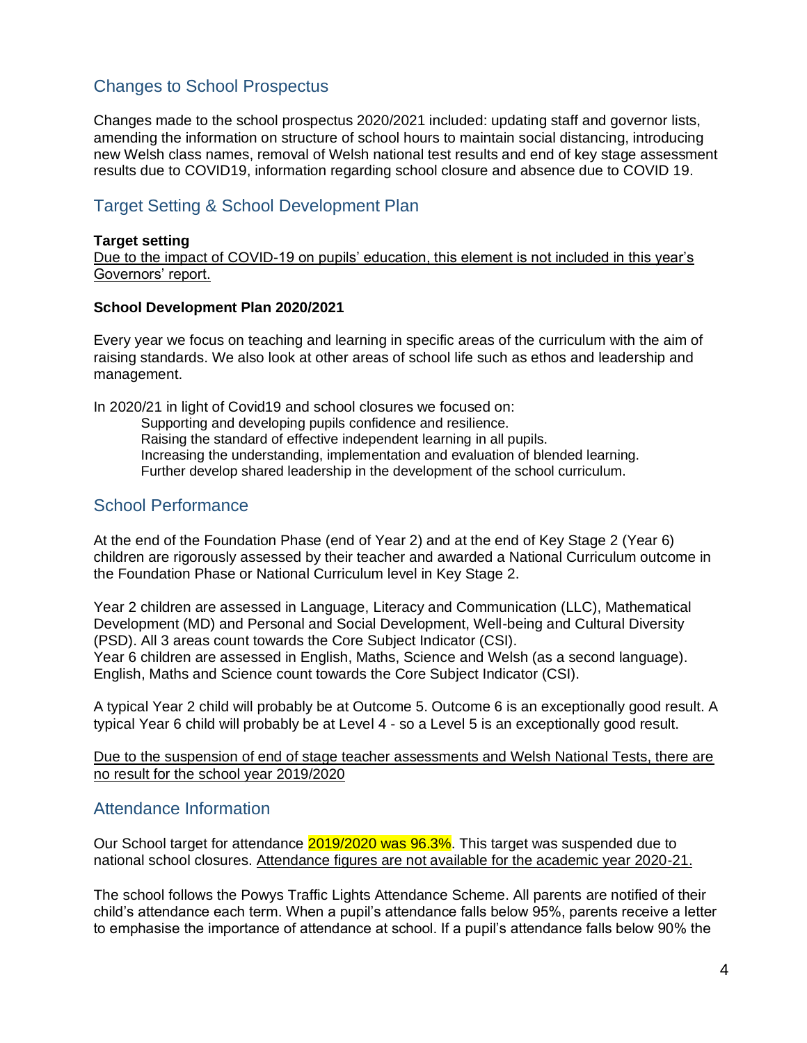## Changes to School Prospectus

Changes made to the school prospectus 2020/2021 included: updating staff and governor lists, amending the information on structure of school hours to maintain social distancing, introducing new Welsh class names, removal of Welsh national test results and end of key stage assessment results due to COVID19, information regarding school closure and absence due to COVID 19.

## Target Setting & School Development Plan

**Target setting**

Due to the impact of COVID-19 on pupils' education, this element is not included in this year's Governors' report.

**School Development Plan 2020/2021**

Every year we focus on teaching and learning in specific areas of the curriculum with the aim of raising standards. We also look at other areas of school life such as ethos and leadership and management.

In 2020/21 in light of Covid19 and school closures we focused on:

- Supporting and developing pupils confidence and resilience.
- Raising the standard of effective independent learning in all pupils.
- Increasing the understanding, implementation and evaluation of blended learning.
- Further develop shared leadership in the development of the school curriculum.

## School Performance

At the end of the Foundation Phase (end of Year 2) and at the end of Key Stage 2 (Year 6) children are rigorously assessed by their teacher and awarded a National Curriculum outcome in the Foundation Phase or National Curriculum level in Key Stage 2.

Year 2 children are assessed in Language, Literacy and Communication (LLC), Mathematical Development (MD) and Personal and Social Development, Well-being and Cultural Diversity (PSD). All 3 areas count towards the Core Subject Indicator (CSI).
Year 6 children are assessed in English, Maths, Science and Welsh (as a second language). English, Maths and Science count towards the Core Subject Indicator (CSI).

A typical Year 2 child will probably be at Outcome 5. Outcome 6 is an exceptionally good result. A typical Year 6 child will probably be at Level 4 - so a Level 5 is an exceptionally good result.

Due to the suspension of end of stage teacher assessments and Welsh National Tests, there are no result for the school year 2019/2020

## Attendance Information

Our School target for attendance 2019/2020 was 96.3%. This target was suspended due to national school closures. Attendance figures are not available for the academic year 2020-21.

The school follows the Powys Traffic Lights Attendance Scheme. All parents are notified of their child's attendance each term. When a pupil's attendance falls below 95%, parents receive a letter to emphasise the importance of attendance at school. If a pupil's attendance falls below 90% the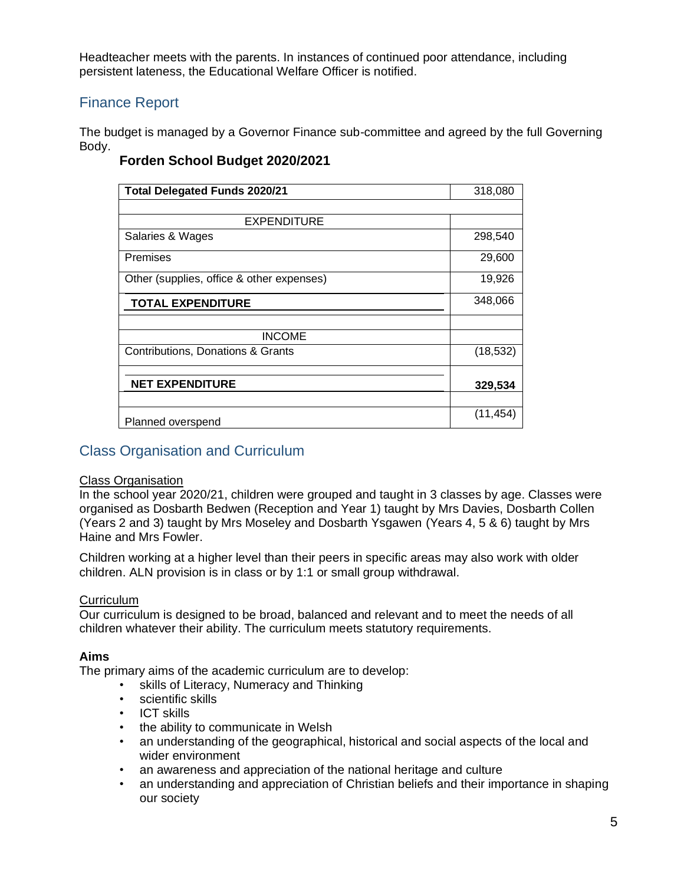Headteacher meets with the parents. In instances of continued poor attendance, including persistent lateness, the Educational Welfare Officer is notified.

## Finance Report

The budget is managed by a Governor Finance sub-committee and agreed by the full Governing Body.

### Forden School Budget 2020/2021

| **Total Delegated Funds 2020/21** | 318,080 |
|---|---|
| | |
| EXPENDITURE | |
| Salaries & Wages | 298,540 |
| Premises | 29,600 |
| Other (supplies, office & other expenses) | 19,926 |
| **TOTAL EXPENDITURE** | 348,066 |
| | |
| INCOME | |
| Contributions, Donations & Grants | (18,532) |
| **NET EXPENDITURE** | **329,534** |
| | |
| Planned overspend | (11,454) |

## Class Organisation and Curriculum

Class Organisation

In the school year 2020/21, children were grouped and taught in 3 classes by age. Classes were organised as Dosbarth Bedwen (Reception and Year 1) taught by Mrs Davies, Dosbarth Collen (Years 2 and 3) taught by Mrs Moseley and Dosbarth Ysgawen (Years 4, 5 & 6) taught by Mrs Haine and Mrs Fowler.

Children working at a higher level than their peers in specific areas may also work with older children. ALN provision is in class or by 1:1 or small group withdrawal.

Curriculum

Our curriculum is designed to be broad, balanced and relevant and to meet the needs of all children whatever their ability. The curriculum meets statutory requirements.

**Aims**

The primary aims of the academic curriculum are to develop:

- skills of Literacy, Numeracy and Thinking
- scientific skills
- ICT skills
- the ability to communicate in Welsh
- an understanding of the geographical, historical and social aspects of the local and wider environment
- an awareness and appreciation of the national heritage and culture
- an understanding and appreciation of Christian beliefs and their importance in shaping our society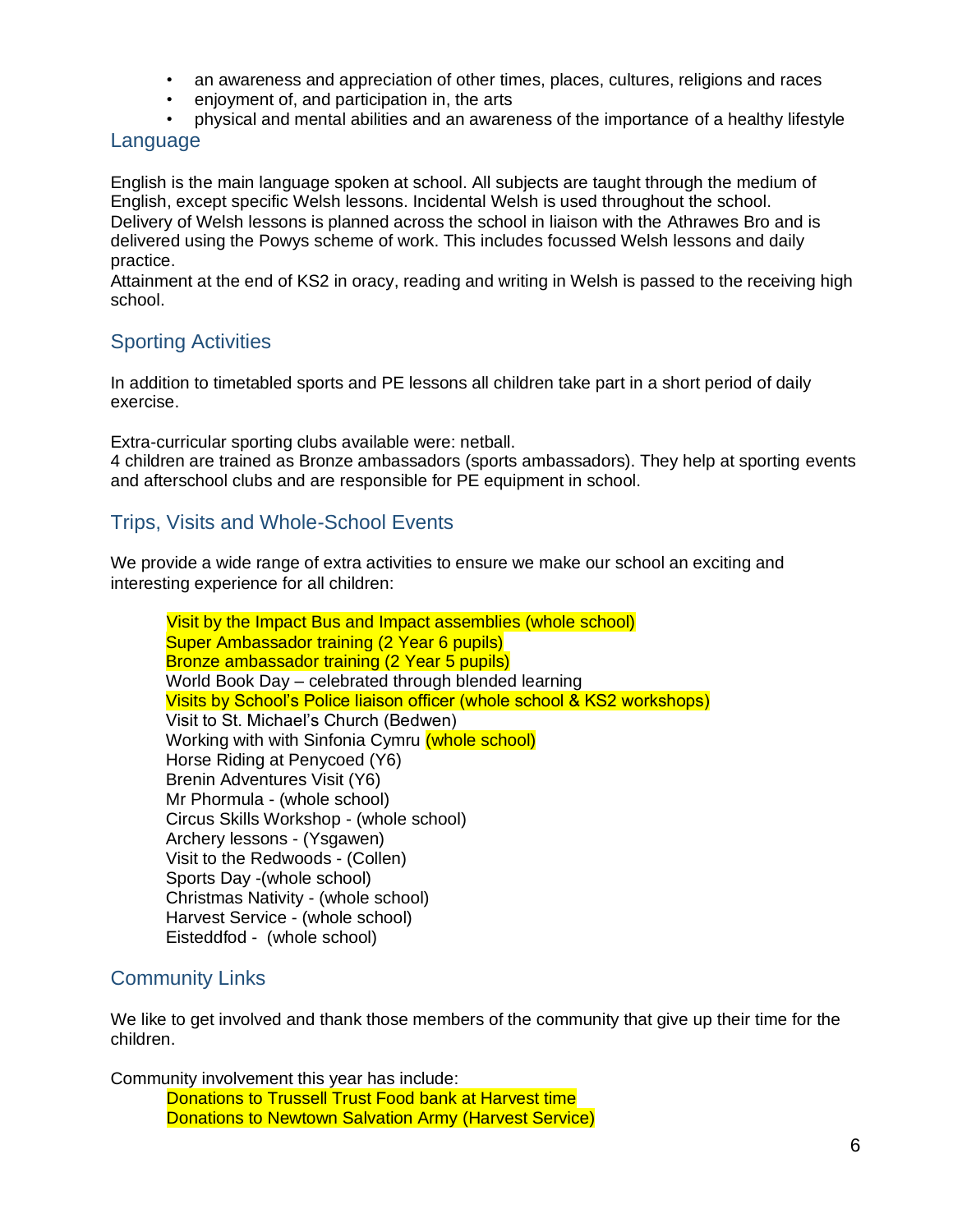- an awareness and appreciation of other times, places, cultures, religions and races
- enjoyment of, and participation in, the arts
- physical and mental abilities and an awareness of the importance of a healthy lifestyle

## Language

English is the main language spoken at school. All subjects are taught through the medium of English, except specific Welsh lessons. Incidental Welsh is used throughout the school.
Delivery of Welsh lessons is planned across the school in liaison with the Athrawes Bro and is delivered using the Powys scheme of work. This includes focussed Welsh lessons and daily practice.
Attainment at the end of KS2 in oracy, reading and writing in Welsh is passed to the receiving high school.

## Sporting Activities

In addition to timetabled sports and PE lessons all children take part in a short period of daily exercise.

Extra-curricular sporting clubs available were: netball.
4 children are trained as Bronze ambassadors (sports ambassadors). They help at sporting events and afterschool clubs and are responsible for PE equipment in school.

## Trips, Visits and Whole-School Events

We provide a wide range of extra activities to ensure we make our school an exciting and interesting experience for all children:

Visit by the Impact Bus and Impact assemblies (whole school)
Super Ambassador training (2 Year 6 pupils)
Bronze ambassador training (2 Year 5 pupils)
World Book Day – celebrated through blended learning
Visits by School's Police liaison officer (whole school & KS2 workshops)
Visit to St. Michael's Church (Bedwen)
Working with with Sinfonia Cymru (whole school)
Horse Riding at Penycoed (Y6)
Brenin Adventures Visit (Y6)
Mr Phormula - (whole school)
Circus Skills Workshop - (whole school)
Archery lessons - (Ysgawen)
Visit to the Redwoods - (Collen)
Sports Day -(whole school)
Christmas Nativity - (whole school)
Harvest Service - (whole school)
Eisteddfod - (whole school)

## Community Links

We like to get involved and thank those members of the community that give up their time for the children.

Community involvement this year has include:
Donations to Trussell Trust Food bank at Harvest time
Donations to Newtown Salvation Army (Harvest Service)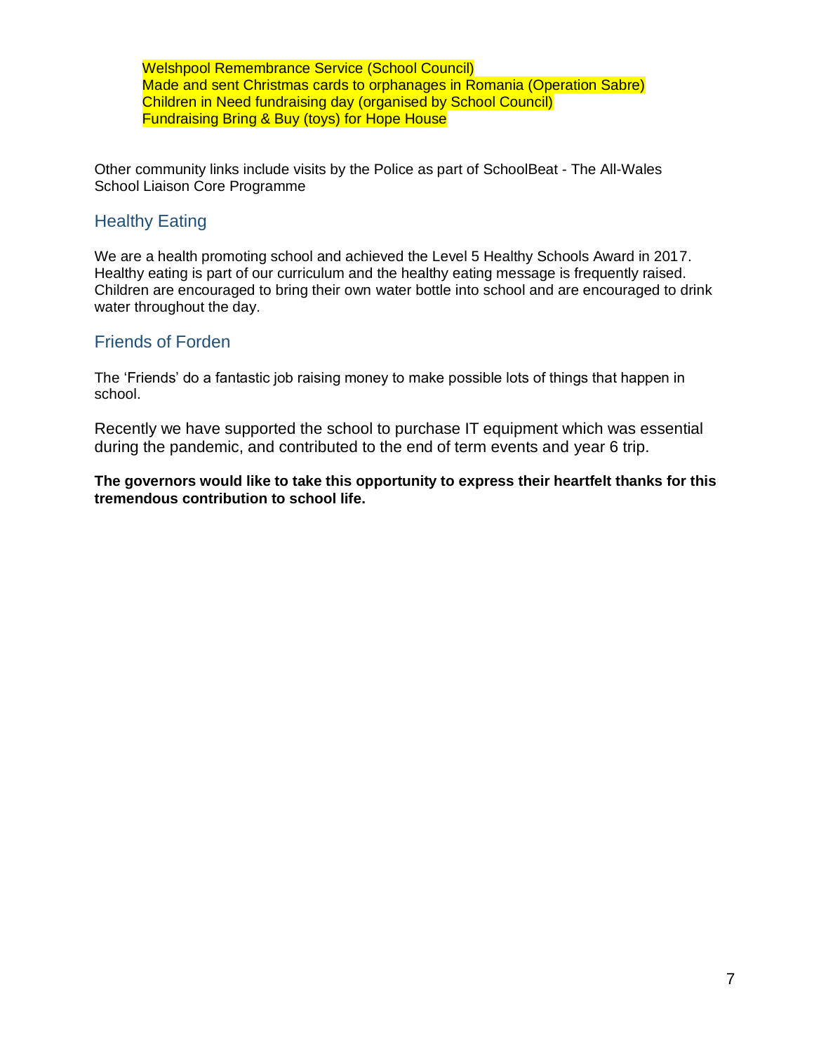Welshpool Remembrance Service (School Council)
Made and sent Christmas cards to orphanages in Romania (Operation Sabre)
Children in Need fundraising day (organised by School Council)
Fundraising Bring & Buy (toys) for Hope House

Other community links include visits by the Police as part of SchoolBeat - The All-Wales School Liaison Core Programme

## Healthy Eating

We are a health promoting school and achieved the Level 5 Healthy Schools Award in 2017. Healthy eating is part of our curriculum and the healthy eating message is frequently raised. Children are encouraged to bring their own water bottle into school and are encouraged to drink water throughout the day.

## Friends of Forden

The 'Friends' do a fantastic job raising money to make possible lots of things that happen in school.

Recently we have supported the school to purchase IT equipment which was essential during the pandemic, and contributed to the end of term events and year 6 trip.

**The governors would like to take this opportunity to express their heartfelt thanks for this tremendous contribution to school life.**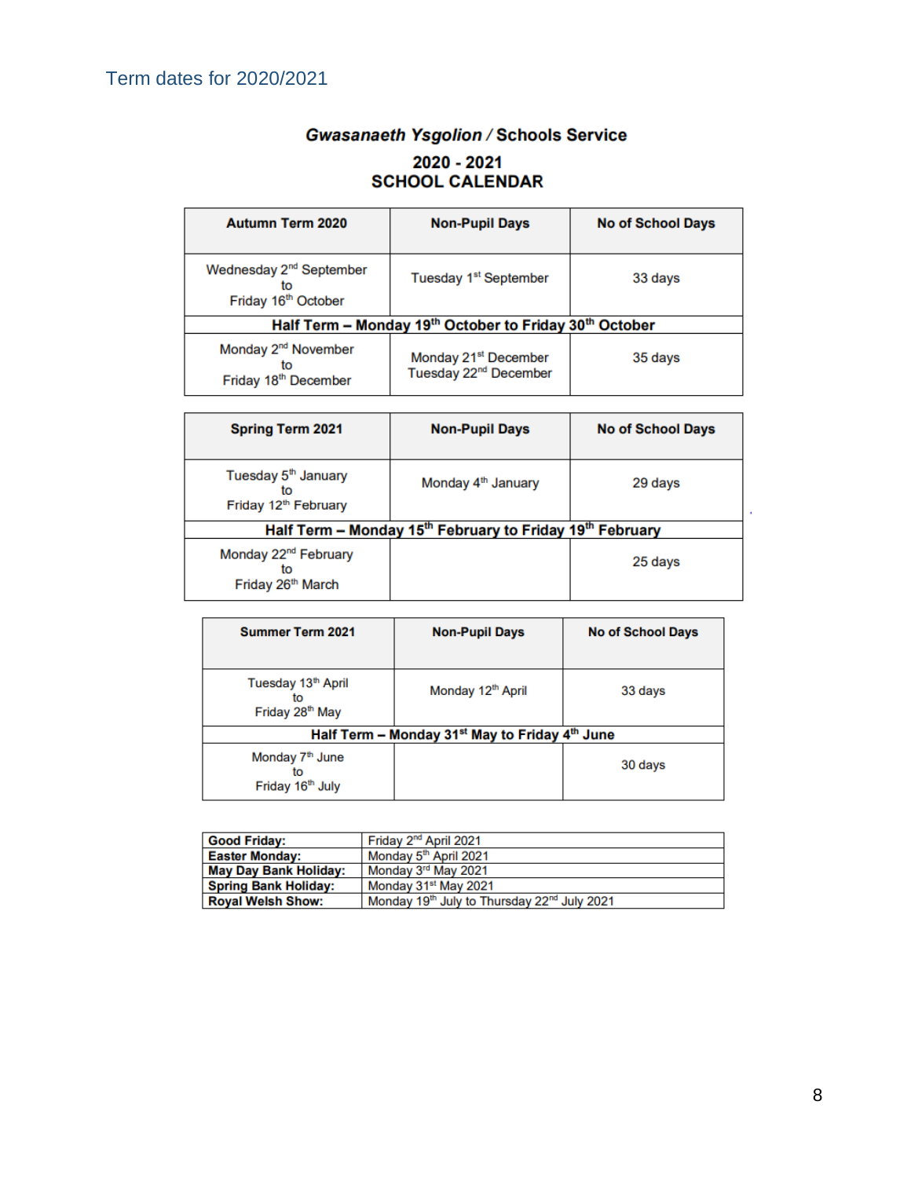# Term dates for 2020/2021

## *Gwasanaeth Ysgolion* / Schools Service

### 2020 - 2021
### SCHOOL CALENDAR

| Autumn Term 2020 | Non-Pupil Days | No of School Days |
|---|---|---|
| Wednesday 2nd September to Friday 16th October | Tuesday 1st September | 33 days |
| **Half Term – Monday 19th October to Friday 30th October** | | |
| Monday 2nd November to Friday 18th December | Monday 21st December Tuesday 22nd December | 35 days |

| Spring Term 2021 | Non-Pupil Days | No of School Days |
|---|---|---|
| Tuesday 5th January to Friday 12th February | Monday 4th January | 29 days |
| **Half Term – Monday 15th February to Friday 19th February** | | |
| Monday 22nd February to Friday 26th March | | 25 days |

| Summer Term 2021 | Non-Pupil Days | No of School Days |
|---|---|---|
| Tuesday 13th April to Friday 28th May | Monday 12th April | 33 days |
| **Half Term – Monday 31st May to Friday 4th June** | | |
| Monday 7th June to Friday 16th July | | 30 days |

| | |
|---|---|
| **Good Friday:** | Friday 2nd April 2021 |
| **Easter Monday:** | Monday 5th April 2021 |
| **May Day Bank Holiday:** | Monday 3rd May 2021 |
| **Spring Bank Holiday:** | Monday 31st May 2021 |
| **Royal Welsh Show:** | Monday 19th July to Thursday 22nd July 2021 |